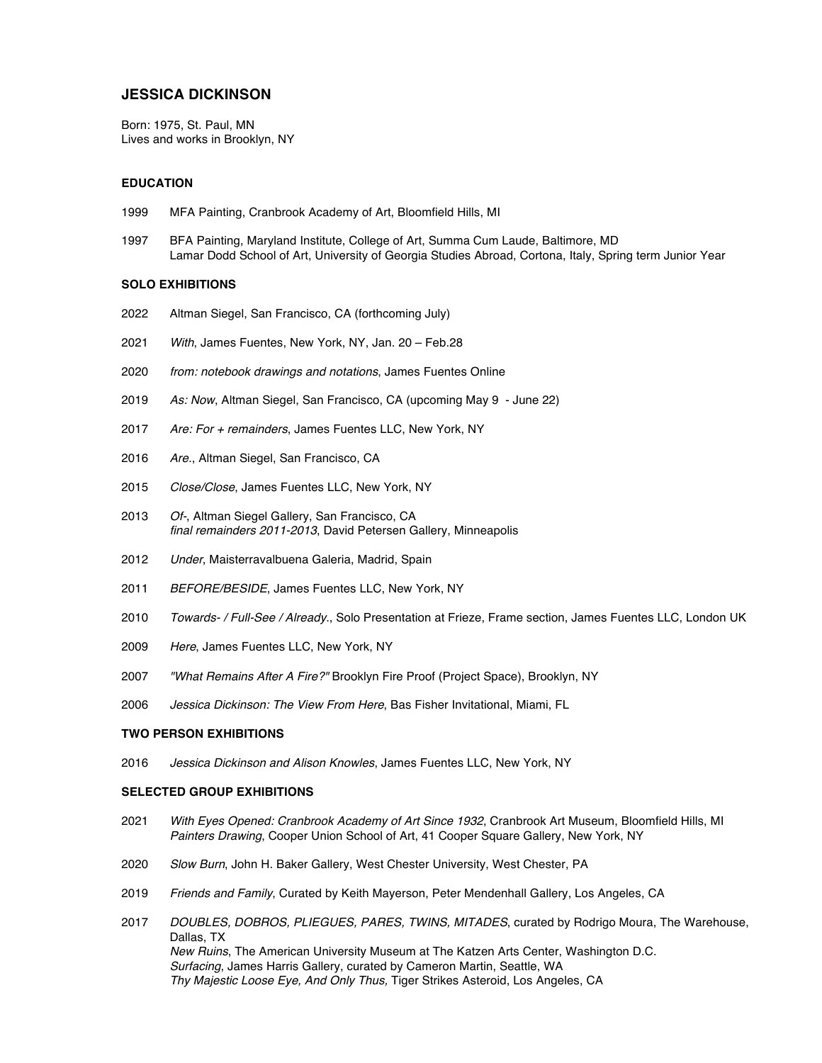# JESSICA DICKINSON

Born: 1975, St. Paul, MN
Lives and works in Brooklyn, NY

### EDUCATION

1999 MFA Painting, Cranbrook Academy of Art, Bloomfield Hills, MI

1997 BFA Painting, Maryland Institute, College of Art, Summa Cum Laude, Baltimore, MD
Lamar Dodd School of Art, University of Georgia Studies Abroad, Cortona, Italy, Spring term Junior Year

### SOLO EXHIBITIONS

2022 Altman Siegel, San Francisco, CA (forthcoming July)

2021 *With*, James Fuentes, New York, NY, Jan. 20 – Feb.28

2020 *from: notebook drawings and notations*, James Fuentes Online

2019 *As: Now*, Altman Siegel, San Francisco, CA (upcoming May 9 - June 22)

2017 *Are: For + remainders*, James Fuentes LLC, New York, NY

2016 *Are.*, Altman Siegel, San Francisco, CA

2015 *Close/Close*, James Fuentes LLC, New York, NY

2013 *Of-*, Altman Siegel Gallery, San Francisco, CA
*final remainders 2011-2013*, David Petersen Gallery, Minneapolis

2012 *Under*, Maisterravalbuena Galeria, Madrid, Spain

2011 *BEFORE/BESIDE*, James Fuentes LLC, New York, NY

2010 *Towards- / Full-See / Already.*, Solo Presentation at Frieze, Frame section, James Fuentes LLC, London UK

2009 *Here*, James Fuentes LLC, New York, NY

2007 *"What Remains After A Fire?"* Brooklyn Fire Proof (Project Space), Brooklyn, NY

2006 *Jessica Dickinson: The View From Here*, Bas Fisher Invitational, Miami, FL

### TWO PERSON EXHIBITIONS

2016 *Jessica Dickinson and Alison Knowles*, James Fuentes LLC, New York, NY

### SELECTED GROUP EXHIBITIONS

2021 *With Eyes Opened: Cranbrook Academy of Art Since 1932*, Cranbrook Art Museum, Bloomfield Hills, MI
*Painters Drawing*, Cooper Union School of Art, 41 Cooper Square Gallery, New York, NY

2020 *Slow Burn*, John H. Baker Gallery, West Chester University, West Chester, PA

2019 *Friends and Family*, Curated by Keith Mayerson, Peter Mendenhall Gallery, Los Angeles, CA

2017 *DOUBLES, DOBROS, PLIEGUES, PARES, TWINS, MITADES*, curated by Rodrigo Moura, The Warehouse, Dallas, TX
*New Ruins*, The American University Museum at The Katzen Arts Center, Washington D.C.
*Surfacing*, James Harris Gallery, curated by Cameron Martin, Seattle, WA
*Thy Majestic Loose Eye, And Only Thus,* Tiger Strikes Asteroid, Los Angeles, CA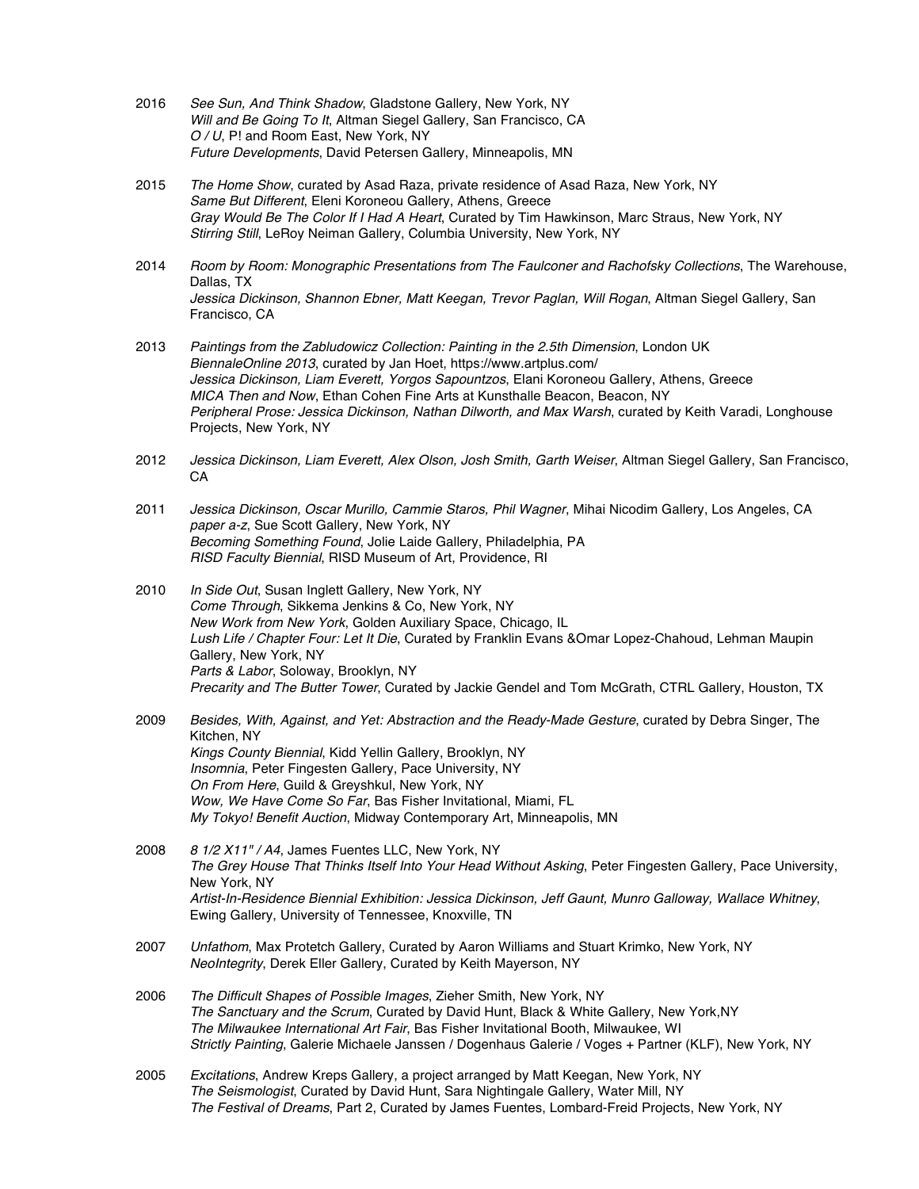2016 *See Sun, And Think Shadow*, Gladstone Gallery, New York, NY
*Will and Be Going To It*, Altman Siegel Gallery, San Francisco, CA
*O / U*, P! and Room East, New York, NY
*Future Developments*, David Petersen Gallery, Minneapolis, MN

2015 *The Home Show*, curated by Asad Raza, private residence of Asad Raza, New York, NY
*Same But Different*, Eleni Koroneou Gallery, Athens, Greece
*Gray Would Be The Color If I Had A Heart*, Curated by Tim Hawkinson, Marc Straus, New York, NY
*Stirring Still*, LeRoy Neiman Gallery, Columbia University, New York, NY

2014 *Room by Room: Monographic Presentations from The Faulconer and Rachofsky Collections*, The Warehouse, Dallas, TX
*Jessica Dickinson, Shannon Ebner, Matt Keegan, Trevor Paglan, Will Rogan*, Altman Siegel Gallery, San Francisco, CA

2013 *Paintings from the Zabludowicz Collection: Painting in the 2.5th Dimension*, London UK
*BiennaleOnline 2013*, curated by Jan Hoet, https://www.artplus.com/
*Jessica Dickinson, Liam Everett, Yorgos Sapountzos*, Elani Koroneou Gallery, Athens, Greece
*MICA Then and Now*, Ethan Cohen Fine Arts at Kunsthalle Beacon, Beacon, NY
*Peripheral Prose: Jessica Dickinson, Nathan Dilworth, and Max Warsh*, curated by Keith Varadi, Longhouse Projects, New York, NY

2012 *Jessica Dickinson, Liam Everett, Alex Olson, Josh Smith, Garth Weiser*, Altman Siegel Gallery, San Francisco, CA

2011 *Jessica Dickinson, Oscar Murillo, Cammie Staros, Phil Wagner*, Mihai Nicodim Gallery, Los Angeles, CA
*paper a-z*, Sue Scott Gallery, New York, NY
*Becoming Something Found*, Jolie Laide Gallery, Philadelphia, PA
*RISD Faculty Biennial*, RISD Museum of Art, Providence, RI

2010 *In Side Out*, Susan Inglett Gallery, New York, NY
*Come Through*, Sikkema Jenkins & Co, New York, NY
*New Work from New York*, Golden Auxiliary Space, Chicago, IL
*Lush Life / Chapter Four: Let It Die*, Curated by Franklin Evans &Omar Lopez-Chahoud, Lehman Maupin Gallery, New York, NY
*Parts & Labor*, Soloway, Brooklyn, NY
*Precarity and The Butter Tower*, Curated by Jackie Gendel and Tom McGrath, CTRL Gallery, Houston, TX

2009 *Besides, With, Against, and Yet: Abstraction and the Ready-Made Gesture*, curated by Debra Singer, The Kitchen, NY
*Kings County Biennial*, Kidd Yellin Gallery, Brooklyn, NY
*Insomnia*, Peter Fingesten Gallery, Pace University, NY
*On From Here*, Guild & Greyshkul, New York, NY
*Wow, We Have Come So Far*, Bas Fisher Invitational, Miami, FL
*My Tokyo! Benefit Auction*, Midway Contemporary Art, Minneapolis, MN

2008 *8 1/2 X11" / A4*, James Fuentes LLC, New York, NY
*The Grey House That Thinks Itself Into Your Head Without Asking*, Peter Fingesten Gallery, Pace University, New York, NY
*Artist-In-Residence Biennial Exhibition: Jessica Dickinson, Jeff Gaunt, Munro Galloway, Wallace Whitney*, Ewing Gallery, University of Tennessee, Knoxville, TN

2007 *Unfathom*, Max Protetch Gallery, Curated by Aaron Williams and Stuart Krimko, New York, NY
*NeoIntegrity*, Derek Eller Gallery, Curated by Keith Mayerson, NY

2006 *The Difficult Shapes of Possible Images*, Zieher Smith, New York, NY
*The Sanctuary and the Scrum*, Curated by David Hunt, Black & White Gallery, New York,NY
*The Milwaukee International Art Fair*, Bas Fisher Invitational Booth, Milwaukee, WI
*Strictly Painting*, Galerie Michaele Janssen / Dogenhaus Galerie / Voges + Partner (KLF), New York, NY

2005 *Excitations*, Andrew Kreps Gallery, a project arranged by Matt Keegan, New York, NY
*The Seismologist*, Curated by David Hunt, Sara Nightingale Gallery, Water Mill, NY
*The Festival of Dreams*, Part 2, Curated by James Fuentes, Lombard-Freid Projects, New York, NY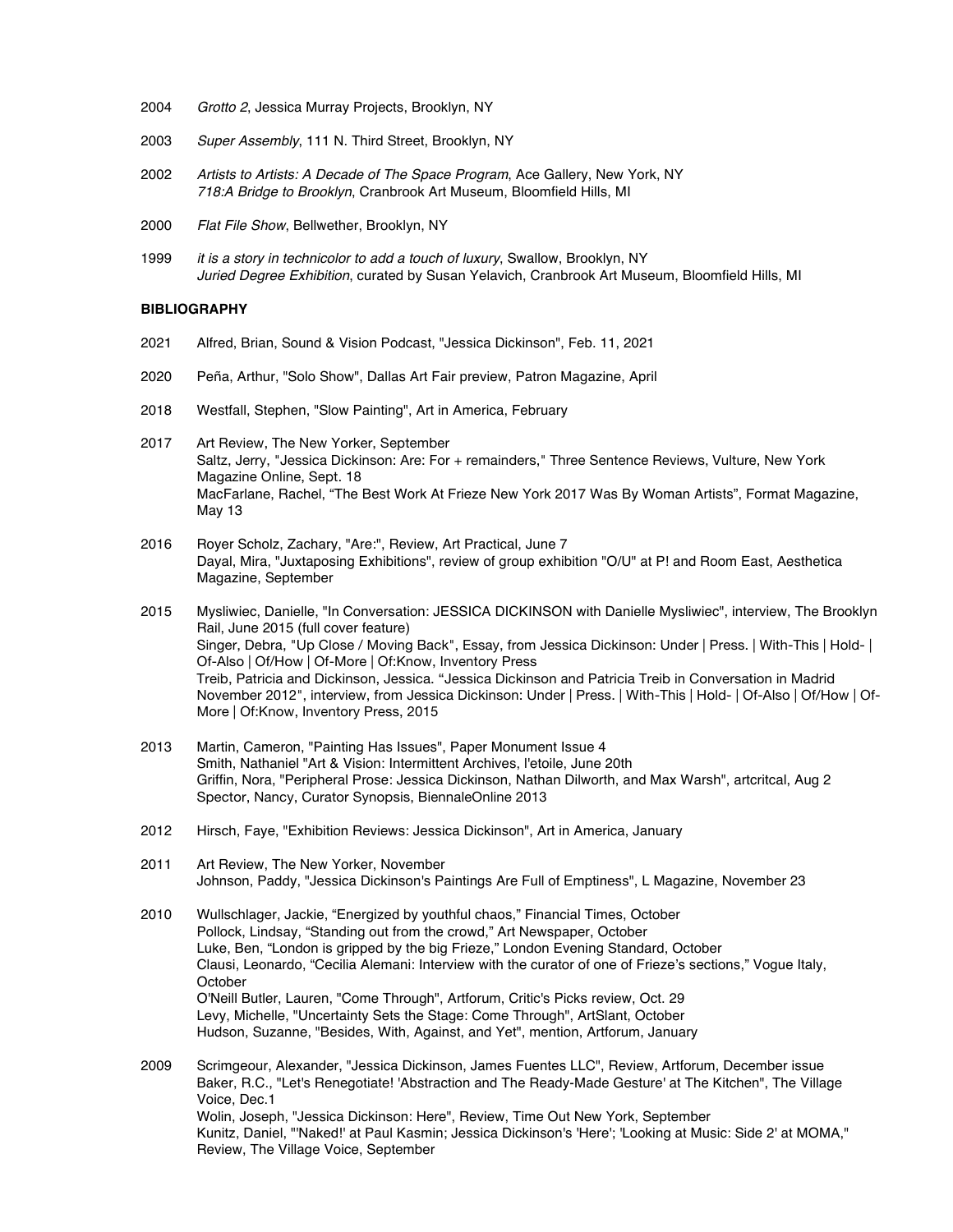2004 *Grotto 2*, Jessica Murray Projects, Brooklyn, NY

2003 *Super Assembly*, 111 N. Third Street, Brooklyn, NY

2002 *Artists to Artists: A Decade of The Space Program*, Ace Gallery, New York, NY
*718:A Bridge to Brooklyn*, Cranbrook Art Museum, Bloomfield Hills, MI

2000 *Flat File Show*, Bellwether, Brooklyn, NY

1999 *it is a story in technicolor to add a touch of luxury*, Swallow, Brooklyn, NY
*Juried Degree Exhibition*, curated by Susan Yelavich, Cranbrook Art Museum, Bloomfield Hills, MI

**BIBLIOGRAPHY**

2021 Alfred, Brian, Sound & Vision Podcast, "Jessica Dickinson", Feb. 11, 2021

2020 Peña, Arthur, "Solo Show", Dallas Art Fair preview, Patron Magazine, April

2018 Westfall, Stephen, "Slow Painting", Art in America, February

2017 Art Review, The New Yorker, September
Saltz, Jerry, "Jessica Dickinson: Are: For + remainders," Three Sentence Reviews, Vulture, New York Magazine Online, Sept. 18
MacFarlane, Rachel, "The Best Work At Frieze New York 2017 Was By Woman Artists", Format Magazine, May 13

2016 Royer Scholz, Zachary, "Are:", Review, Art Practical, June 7
Dayal, Mira, "Juxtaposing Exhibitions", review of group exhibition "O/U" at P! and Room East, Aesthetica Magazine, September

2015 Mysliwiec, Danielle, "In Conversation: JESSICA DICKINSON with Danielle Mysliwiec", interview, The Brooklyn Rail, June 2015 (full cover feature)
Singer, Debra, "Up Close / Moving Back", Essay, from Jessica Dickinson: Under | Press. | With-This | Hold- | Of-Also | Of/How | Of-More | Of:Know, Inventory Press
Treib, Patricia and Dickinson, Jessica. "Jessica Dickinson and Patricia Treib in Conversation in Madrid November 2012", interview, from Jessica Dickinson: Under | Press. | With-This | Hold- | Of-Also | Of/How | Of-More | Of:Know, Inventory Press, 2015

2013 Martin, Cameron, "Painting Has Issues", Paper Monument Issue 4
Smith, Nathaniel "Art & Vision: Intermittent Archives, l'etoile, June 20th
Griffin, Nora, "Peripheral Prose: Jessica Dickinson, Nathan Dilworth, and Max Warsh", artcritcal, Aug 2
Spector, Nancy, Curator Synopsis, BiennaleOnline 2013

2012 Hirsch, Faye, "Exhibition Reviews: Jessica Dickinson", Art in America, January

2011 Art Review, The New Yorker, November
Johnson, Paddy, "Jessica Dickinson's Paintings Are Full of Emptiness", L Magazine, November 23

2010 Wullschlager, Jackie, "Energized by youthful chaos," Financial Times, October
Pollock, Lindsay, "Standing out from the crowd," Art Newspaper, October
Luke, Ben, "London is gripped by the big Frieze," London Evening Standard, October
Clausi, Leonardo, "Cecilia Alemani: Interview with the curator of one of Frieze's sections," Vogue Italy, October
O'Neill Butler, Lauren, "Come Through", Artforum, Critic's Picks review, Oct. 29
Levy, Michelle, "Uncertainty Sets the Stage: Come Through", ArtSlant, October
Hudson, Suzanne, "Besides, With, Against, and Yet", mention, Artforum, January

2009 Scrimgeour, Alexander, "Jessica Dickinson, James Fuentes LLC", Review, Artforum, December issue
Baker, R.C., "Let's Renegotiate! 'Abstraction and The Ready-Made Gesture' at The Kitchen", The Village Voice, Dec.1
Wolin, Joseph, "Jessica Dickinson: Here", Review, Time Out New York, September
Kunitz, Daniel, "'Naked!' at Paul Kasmin; Jessica Dickinson's 'Here'; 'Looking at Music: Side 2' at MOMA," Review, The Village Voice, September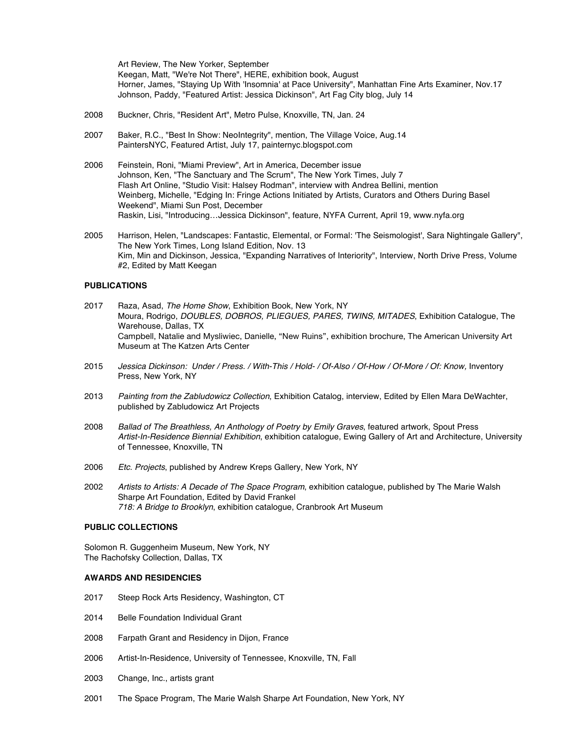Art Review, The New Yorker, September
Keegan, Matt, "We're Not There", HERE, exhibition book, August
Horner, James, "Staying Up With 'Insomnia' at Pace University", Manhattan Fine Arts Examiner, Nov.17
Johnson, Paddy, "Featured Artist: Jessica Dickinson", Art Fag City blog, July 14

2008 Buckner, Chris, "Resident Art", Metro Pulse, Knoxville, TN, Jan. 24

2007 Baker, R.C., "Best In Show: NeoIntegrity", mention, The Village Voice, Aug.14
PaintersNYC, Featured Artist, July 17, painternyc.blogspot.com

2006 Feinstein, Roni, "Miami Preview", Art in America, December issue
Johnson, Ken, "The Sanctuary and The Scrum", The New York Times, July 7
Flash Art Online, "Studio Visit: Halsey Rodman", interview with Andrea Bellini, mention
Weinberg, Michelle, "Edging In: Fringe Actions Initiated by Artists, Curators and Others During Basel Weekend", Miami Sun Post, December
Raskin, Lisi, "Introducing…Jessica Dickinson", feature, NYFA Current, April 19, www.nyfa.org

2005 Harrison, Helen, "Landscapes: Fantastic, Elemental, or Formal: 'The Seismologist', Sara Nightingale Gallery", The New York Times, Long Island Edition, Nov. 13
Kim, Min and Dickinson, Jessica, "Expanding Narratives of Interiority", Interview, North Drive Press, Volume #2, Edited by Matt Keegan

**PUBLICATIONS**

2017 Raza, Asad, *The Home Show*, Exhibition Book, New York, NY
Moura, Rodrigo, *DOUBLES, DOBROS, PLIEGUES, PARES, TWINS, MITADES*, Exhibition Catalogue, The Warehouse, Dallas, TX
Campbell, Natalie and Mysliwiec, Danielle, "New Ruins", exhibition brochure, The American University Art Museum at The Katzen Arts Center

2015 *Jessica Dickinson: Under / Press. / With-This / Hold- / Of-Also / Of-How / Of-More / Of: Know,* Inventory Press, New York, NY

2013 *Painting from the Zabludowicz Collection*, Exhibition Catalog, interview, Edited by Ellen Mara DeWachter, published by Zabludowicz Art Projects

2008 *Ballad of The Breathless, An Anthology of Poetry by Emily Graves*, featured artwork, Spout Press
*Artist-In-Residence Biennial Exhibition*, exhibition catalogue, Ewing Gallery of Art and Architecture, University of Tennessee, Knoxville, TN

2006 *Etc. Projects*, published by Andrew Kreps Gallery, New York, NY

2002 *Artists to Artists: A Decade of The Space Program*, exhibition catalogue, published by The Marie Walsh Sharpe Art Foundation, Edited by David Frankel
*718: A Bridge to Brooklyn*, exhibition catalogue, Cranbrook Art Museum

**PUBLIC COLLECTIONS**

Solomon R. Guggenheim Museum, New York, NY
The Rachofsky Collection, Dallas, TX

**AWARDS AND RESIDENCIES**

2017 Steep Rock Arts Residency, Washington, CT

2014 Belle Foundation Individual Grant

2008 Farpath Grant and Residency in Dijon, France

2006 Artist-In-Residence, University of Tennessee, Knoxville, TN, Fall

2003 Change, Inc., artists grant

2001 The Space Program, The Marie Walsh Sharpe Art Foundation, New York, NY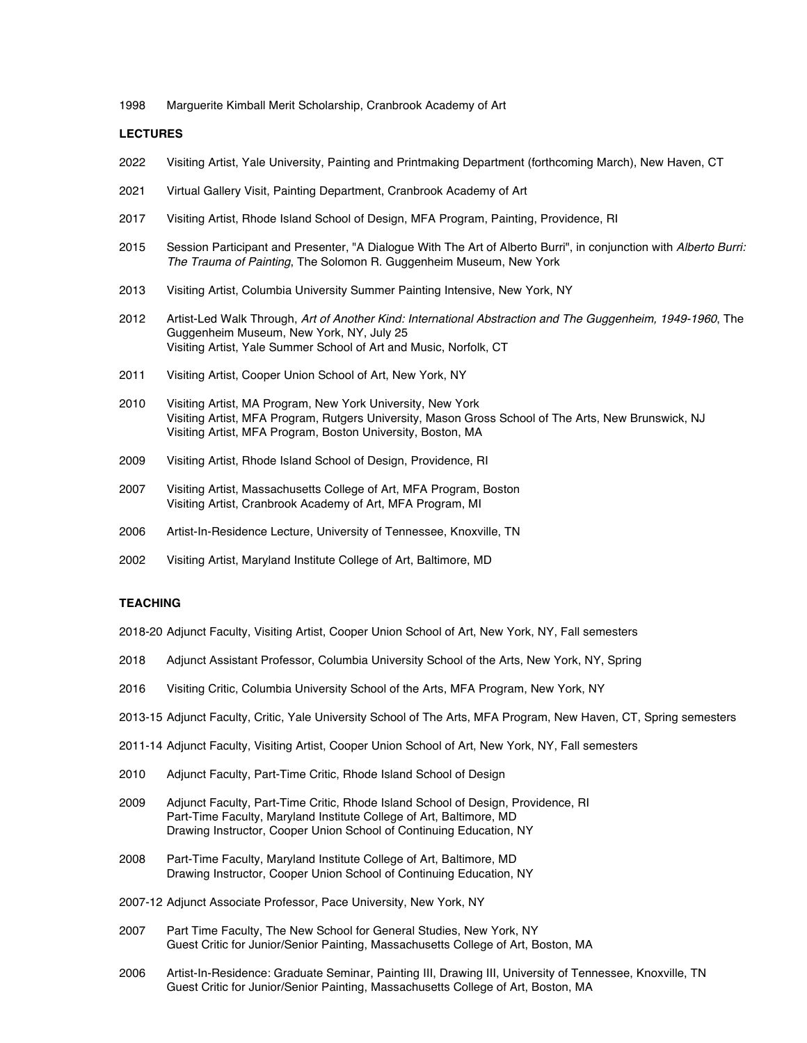1998 Marguerite Kimball Merit Scholarship, Cranbrook Academy of Art

**LECTURES**

2022 Visiting Artist, Yale University, Painting and Printmaking Department (forthcoming March), New Haven, CT

2021 Virtual Gallery Visit, Painting Department, Cranbrook Academy of Art

2017 Visiting Artist, Rhode Island School of Design, MFA Program, Painting, Providence, RI

2015 Session Participant and Presenter, "A Dialogue With The Art of Alberto Burri", in conjunction with *Alberto Burri: The Trauma of Painting*, The Solomon R. Guggenheim Museum, New York

2013 Visiting Artist, Columbia University Summer Painting Intensive, New York, NY

2012 Artist-Led Walk Through, *Art of Another Kind: International Abstraction and The Guggenheim, 1949-1960*, The Guggenheim Museum, New York, NY, July 25
Visiting Artist, Yale Summer School of Art and Music, Norfolk, CT

2011 Visiting Artist, Cooper Union School of Art, New York, NY

2010 Visiting Artist, MA Program, New York University, New York
Visiting Artist, MFA Program, Rutgers University, Mason Gross School of The Arts, New Brunswick, NJ
Visiting Artist, MFA Program, Boston University, Boston, MA

2009 Visiting Artist, Rhode Island School of Design, Providence, RI

2007 Visiting Artist, Massachusetts College of Art, MFA Program, Boston
Visiting Artist, Cranbrook Academy of Art, MFA Program, MI

2006 Artist-In-Residence Lecture, University of Tennessee, Knoxville, TN

2002 Visiting Artist, Maryland Institute College of Art, Baltimore, MD

**TEACHING**

2018-20 Adjunct Faculty, Visiting Artist, Cooper Union School of Art, New York, NY, Fall semesters

2018 Adjunct Assistant Professor, Columbia University School of the Arts, New York, NY, Spring

2016 Visiting Critic, Columbia University School of the Arts, MFA Program, New York, NY

2013-15 Adjunct Faculty, Critic, Yale University School of The Arts, MFA Program, New Haven, CT, Spring semesters

2011-14 Adjunct Faculty, Visiting Artist, Cooper Union School of Art, New York, NY, Fall semesters

2010 Adjunct Faculty, Part-Time Critic, Rhode Island School of Design

2009 Adjunct Faculty, Part-Time Critic, Rhode Island School of Design, Providence, RI
Part-Time Faculty, Maryland Institute College of Art, Baltimore, MD
Drawing Instructor, Cooper Union School of Continuing Education, NY

2008 Part-Time Faculty, Maryland Institute College of Art, Baltimore, MD
Drawing Instructor, Cooper Union School of Continuing Education, NY

2007-12 Adjunct Associate Professor, Pace University, New York, NY

2007 Part Time Faculty, The New School for General Studies, New York, NY
Guest Critic for Junior/Senior Painting, Massachusetts College of Art, Boston, MA

2006 Artist-In-Residence: Graduate Seminar, Painting III, Drawing III, University of Tennessee, Knoxville, TN
Guest Critic for Junior/Senior Painting, Massachusetts College of Art, Boston, MA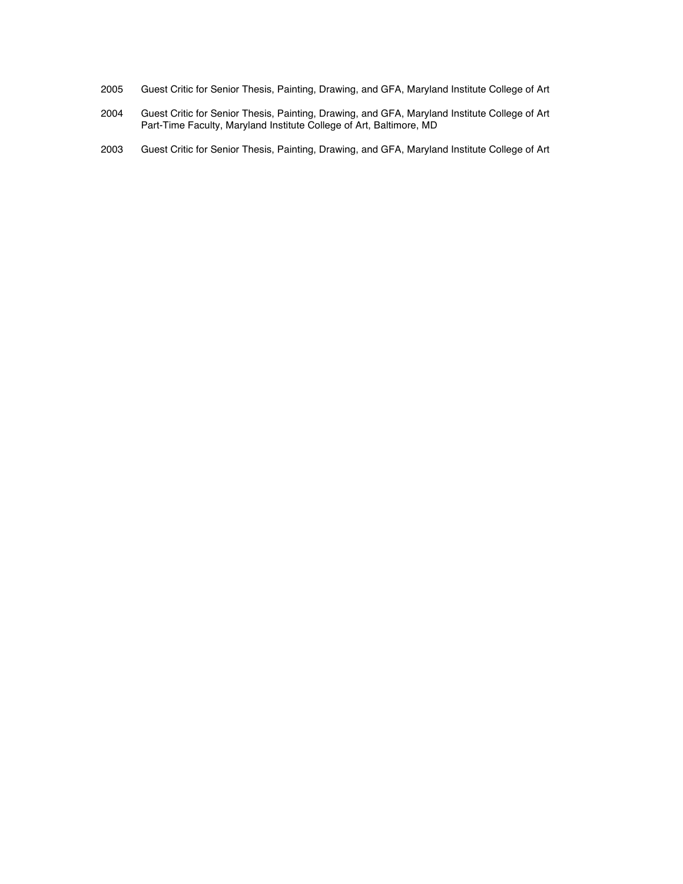2005 Guest Critic for Senior Thesis, Painting, Drawing, and GFA, Maryland Institute College of Art

2004 Guest Critic for Senior Thesis, Painting, Drawing, and GFA, Maryland Institute College of Art
Part-Time Faculty, Maryland Institute College of Art, Baltimore, MD

2003 Guest Critic for Senior Thesis, Painting, Drawing, and GFA, Maryland Institute College of Art